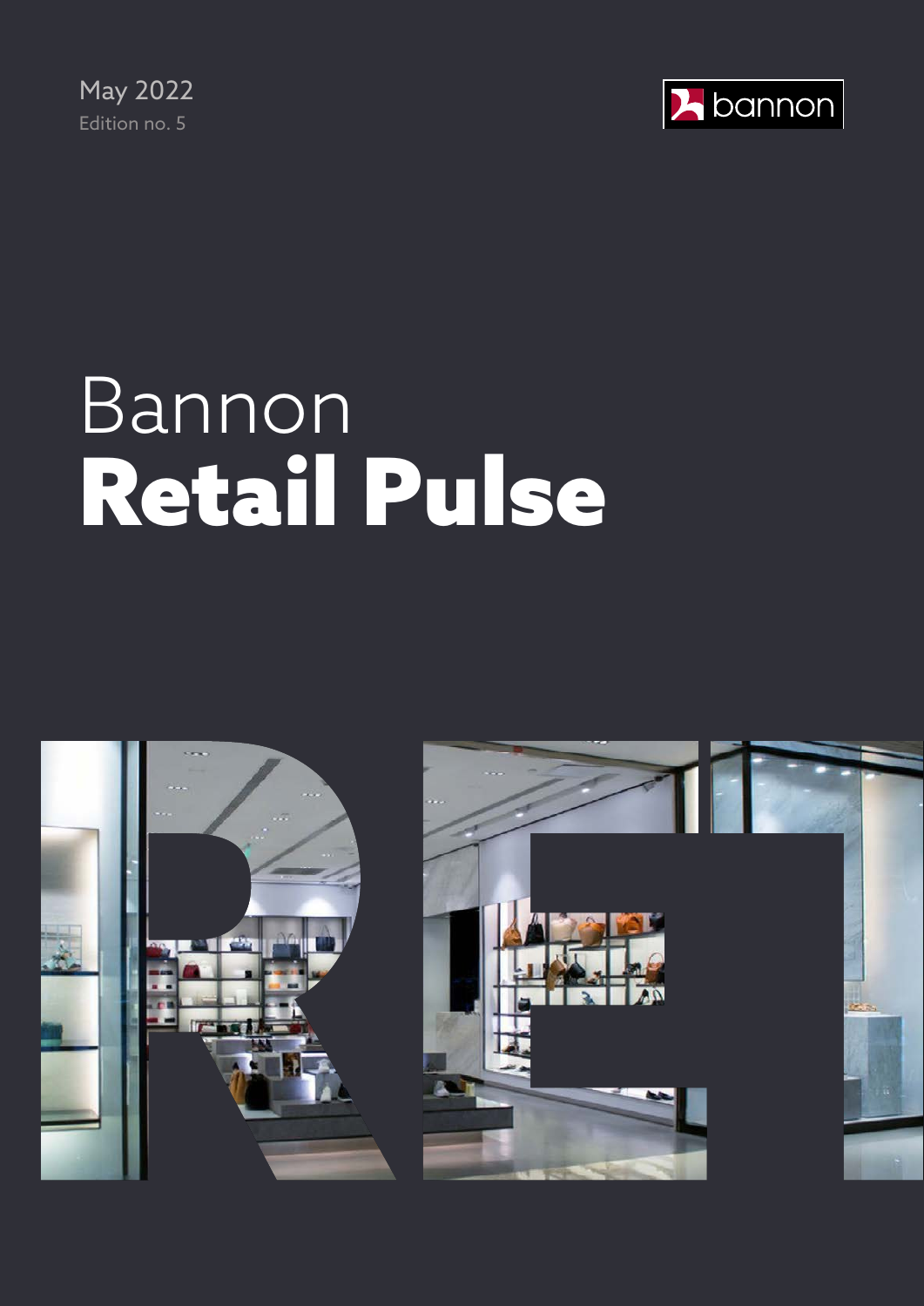May 2022
Edition no. 5

bannon

# Bannon **Retail Pulse**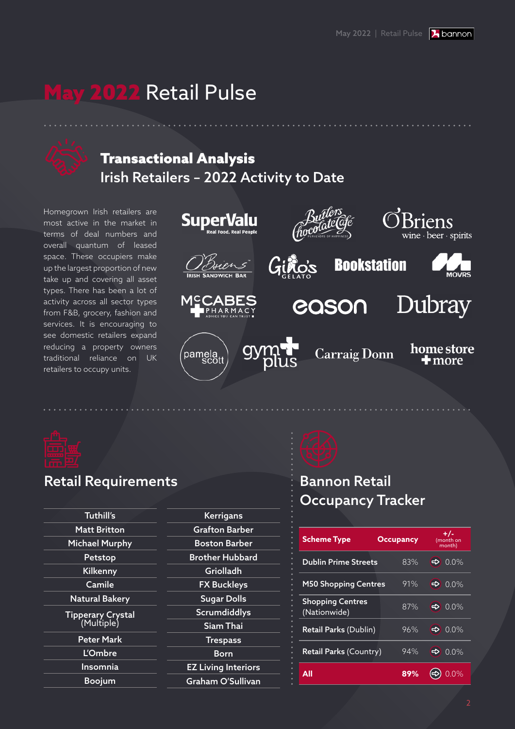# May 2022 Retail Pulse

## Transactional Analysis
### Irish Retailers – 2022 Activity to Date

Homegrown Irish retailers are most active in the market in terms of deal numbers and overall quantum of leased space. These occupiers make up the largest proportion of new take up and covering all asset types. There has been a lot of activity across all sector types from F&B, grocery, fashion and services. It is encouraging to see domestic retailers expand reducing a property owners traditional reliance on UK retailers to occupy units.

SuperValu, Butlers Chocolate Café, O'Briens wine · beer · spirits, O'Briens Irish Sandwich Bar, Gino's Gelato, Bookstation, MOVRS, McCabes Pharmacy, eason, Dubray, pamela scott, gym plus, Carraig Donn, home store + more

## Retail Requirements

| | |
|---|---|
| Tuthill's | Kerrigans |
| Matt Britton | Grafton Barber |
| Michael Murphy | Boston Barber |
| Petstop | Brother Hubbard |
| Kilkenny | Griolladh |
| Camile | FX Buckleys |
| Natural Bakery | Sugar Dolls |
| Tipperary Crystal (Multiple) | Scrumdiddlys |
| Peter Mark | Siam Thai |
| L'Ombre | Trespass |
| Insomnia | Born |
| Boojum | EZ Living Interiors |
| | Graham O'Sullivan |

## Bannon Retail Occupancy Tracker

| Scheme Type | Occupancy | +/- (month on month) |
|---|---|---|
| Dublin Prime Streets | 83% | 0.0% |
| M50 Shopping Centres | 91% | 0.0% |
| Shopping Centres (Nationwide) | 87% | 0.0% |
| Retail Parks (Dublin) | 96% | 0.0% |
| Retail Parks (Country) | 94% | 0.0% |
| **All** | **89%** | 0.0% |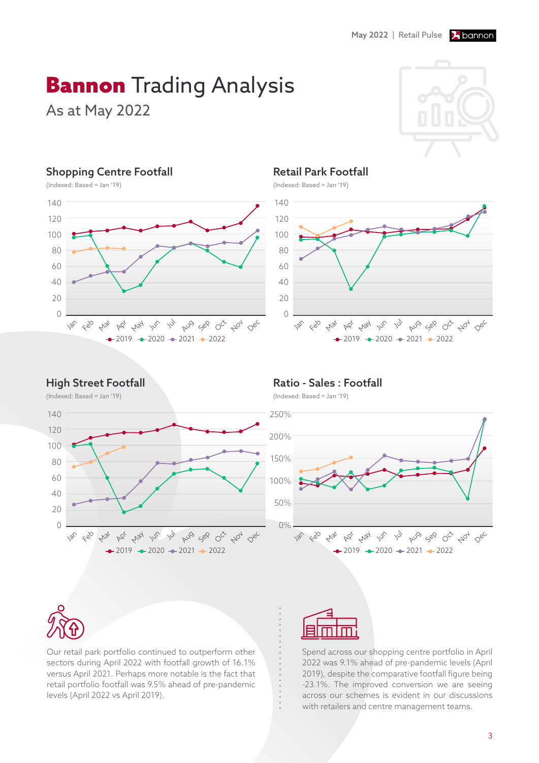# **Bannon** Trading Analysis

As at May 2022

## Shopping Centre Footfall

(Indexed: Based = Jan '19)

## Retail Park Footfall

(Indexed: Based = Jan '19)

## High Street Footfall

(Indexed: Based = Jan '19)

## Ratio - Sales : Footfall

(Indexed: Based = Jan '19)

Our retail park portfolio continued to outperform other sectors during April 2022 with footfall growth of 16.1% versus April 2021. Perhaps more notable is the fact that retail portfolio footfall was 9.5% ahead of pre-pandemic levels (April 2022 vs April 2019).

Spend across our shopping centre portfolio in April 2022 was 9.1% ahead of pre-pandemic levels (April 2019), despite the comparative footfall figure being -23.1%. The improved conversion we are seeing across our schemes is evident in our discussions with retailers and centre management teams.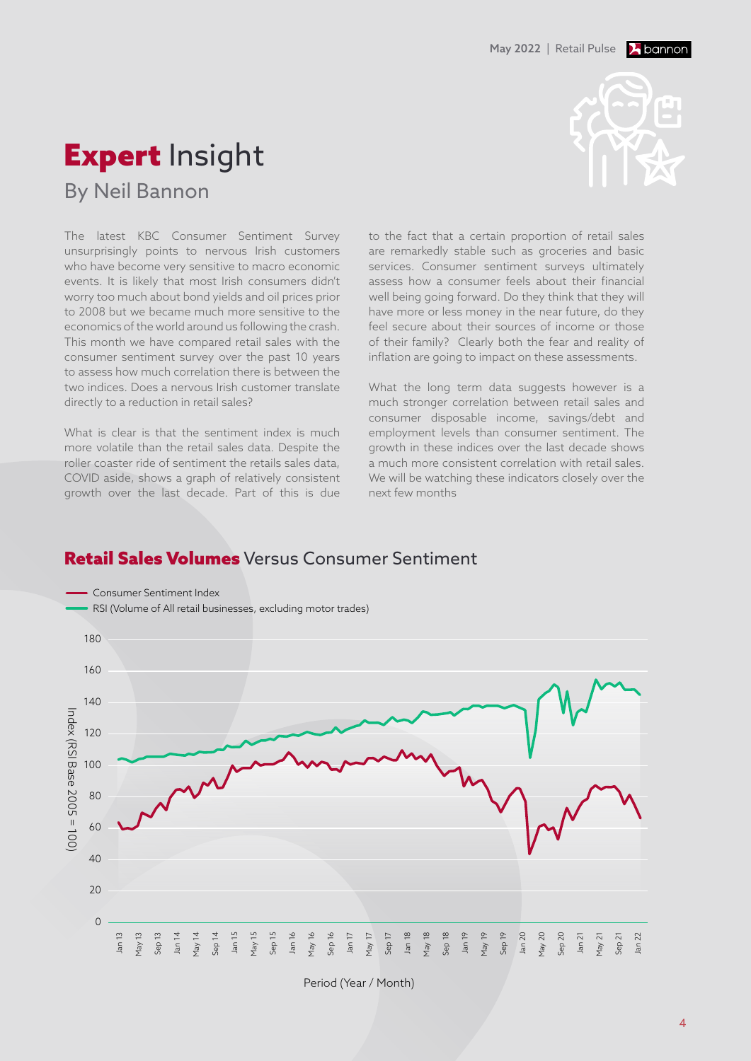# **Expert** Insight

## By Neil Bannon

The latest KBC Consumer Sentiment Survey unsurprisingly points to nervous Irish customers who have become very sensitive to macro economic events. It is likely that most Irish consumers didn't worry too much about bond yields and oil prices prior to 2008 but we became much more sensitive to the economics of the world around us following the crash. This month we have compared retail sales with the consumer sentiment survey over the past 10 years to assess how much correlation there is between the two indices. Does a nervous Irish customer translate directly to a reduction in retail sales?

What is clear is that the sentiment index is much more volatile than the retail sales data. Despite the roller coaster ride of sentiment the retails sales data, COVID aside, shows a graph of relatively consistent growth over the last decade. Part of this is due to the fact that a certain proportion of retail sales are remarkedly stable such as groceries and basic services. Consumer sentiment surveys ultimately assess how a consumer feels about their financial well being going forward. Do they think that they will have more or less money in the near future, do they feel secure about their sources of income or those of their family? Clearly both the fear and reality of inflation are going to impact on these assessments.

What the long term data suggests however is a much stronger correlation between retail sales and consumer disposable income, savings/debt and employment levels than consumer sentiment. The growth in these indices over the last decade shows a much more consistent correlation with retail sales. We will be watching these indicators closely over the next few months

## **Retail Sales Volumes** Versus Consumer Sentiment

- Consumer Sentiment Index
- RSI (Volume of All retail businesses, excluding motor trades)

Index (RSI Base 2005 = 100)

Period (Year / Month)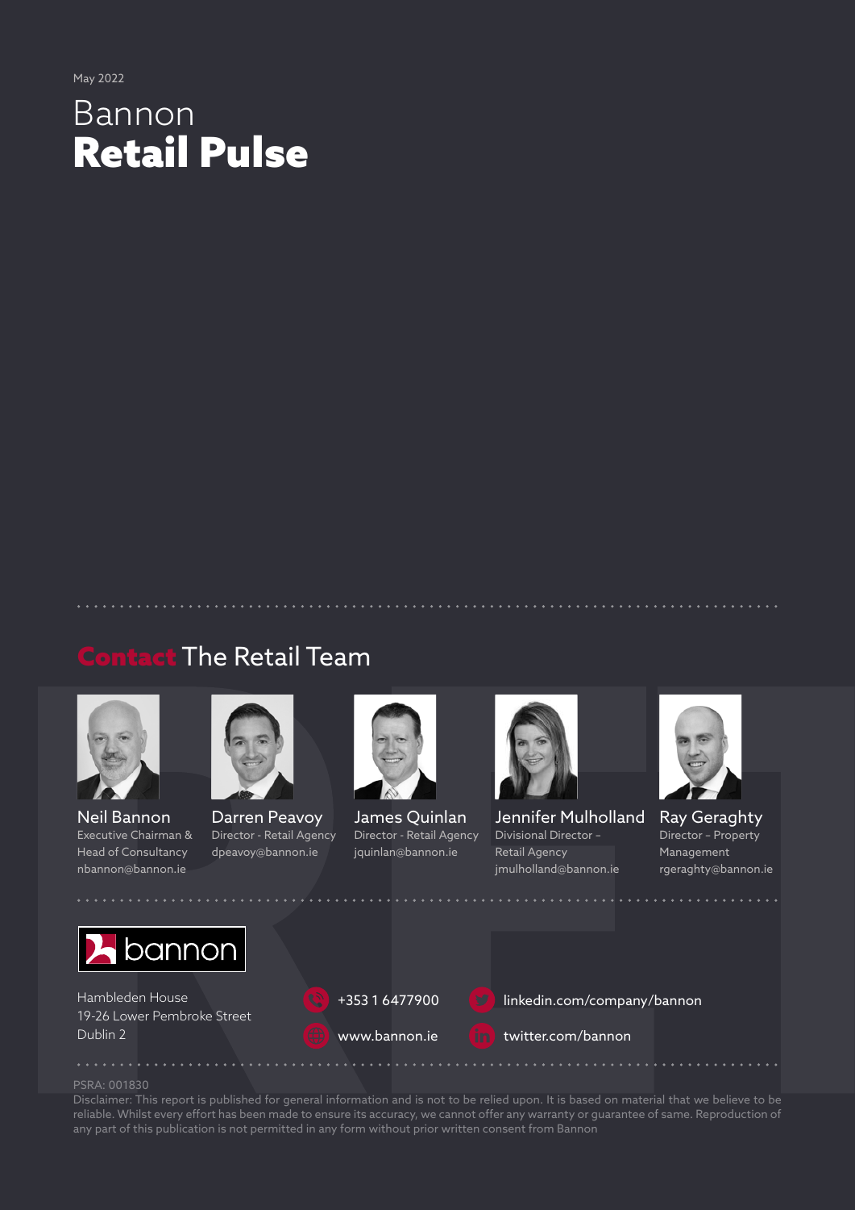May 2022

# Bannon **Retail Pulse**

## Contact The Retail Team

**Neil Bannon**
Executive Chairman & Head of Consultancy
nbannon@bannon.ie

**Darren Peavoy**
Director - Retail Agency
dpeavoy@bannon.ie

**James Quinlan**
Director - Retail Agency
jquinlan@bannon.ie

**Jennifer Mulholland**
Divisional Director – Retail Agency
jmulholland@bannon.ie

**Ray Geraghty**
Director – Property Management
rgeraghty@bannon.ie

bannon

Hambleden House
19-26 Lower Pembroke Street
Dublin 2

+353 1 6477900
www.bannon.ie
linkedin.com/company/bannon
twitter.com/bannon

PSRA: 001830

Disclaimer: This report is published for general information and is not to be relied upon. It is based on material that we believe to be reliable. Whilst every effort has been made to ensure its accuracy, we cannot offer any warranty or guarantee of same. Reproduction of any part of this publication is not permitted in any form without prior written consent from Bannon